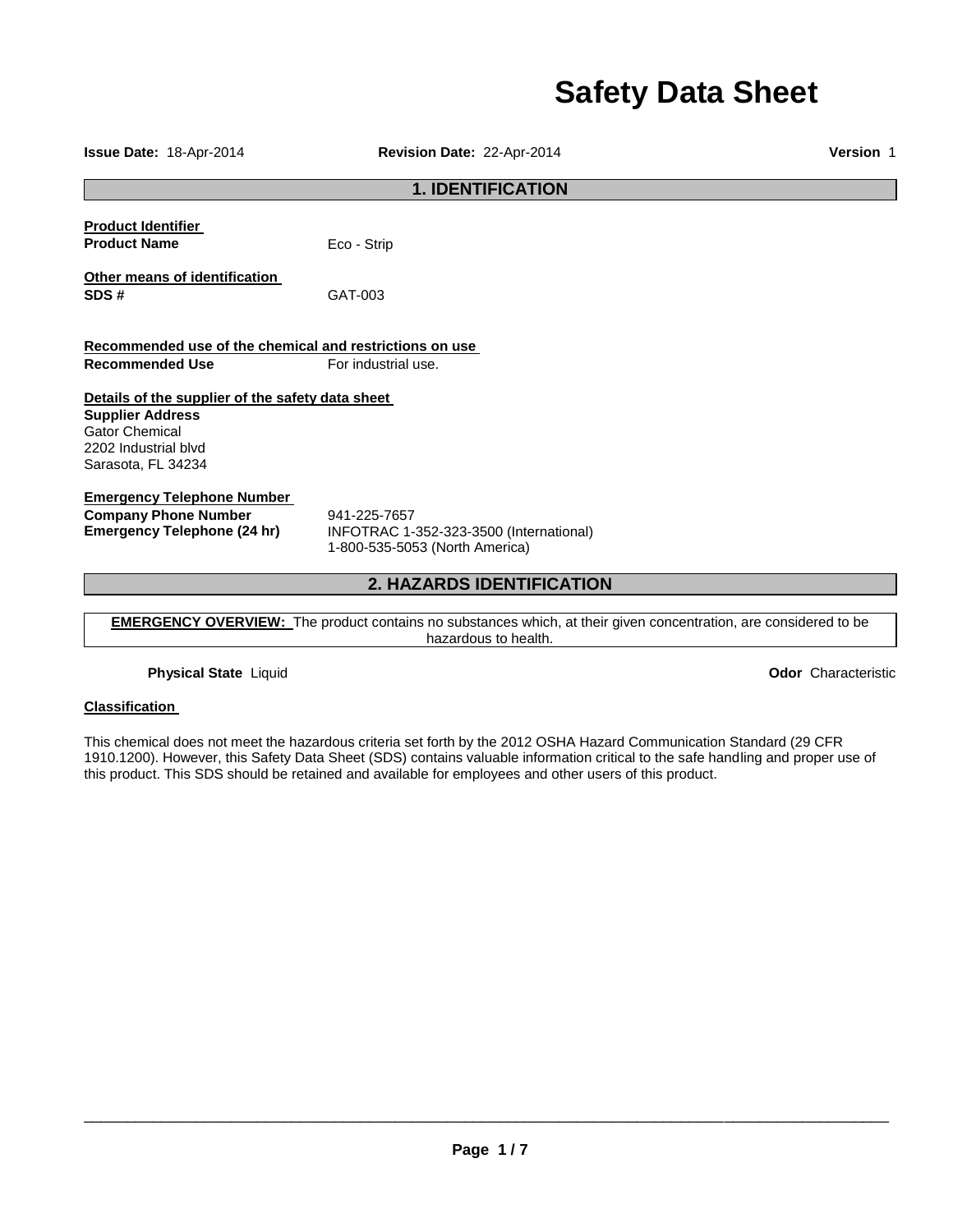# Safety Data Sheet

**Issue Date:** 18-Apr-2014 **Revision Date:** 22-Apr-2014 **Version** 1

## 1. IDENTIFICATION

**Product Identifier**

**Product Name** Eco - Strip

**Other means of identification**

**SDS #** GAT-003

**Recommended use of the chemical and restrictions on use**

**Recommended Use** For industrial use.

**Details of the supplier of the safety data sheet**

**Supplier Address**
Gator Chemical
2202 Industrial blvd
Sarasota, FL 34234

**Emergency Telephone Number**

**Company Phone Number** 941-225-7657

**Emergency Telephone (24 hr)** INFOTRAC 1-352-323-3500 (International)
1-800-535-5053 (North America)

## 2. HAZARDS IDENTIFICATION

**EMERGENCY OVERVIEW:** The product contains no substances which, at their given concentration, are considered to be hazardous to health.

**Physical State** Liquid **Odor** Characteristic

**Classification**

This chemical does not meet the hazardous criteria set forth by the 2012 OSHA Hazard Communication Standard (29 CFR 1910.1200). However, this Safety Data Sheet (SDS) contains valuable information critical to the safe handling and proper use of this product. This SDS should be retained and available for employees and other users of this product.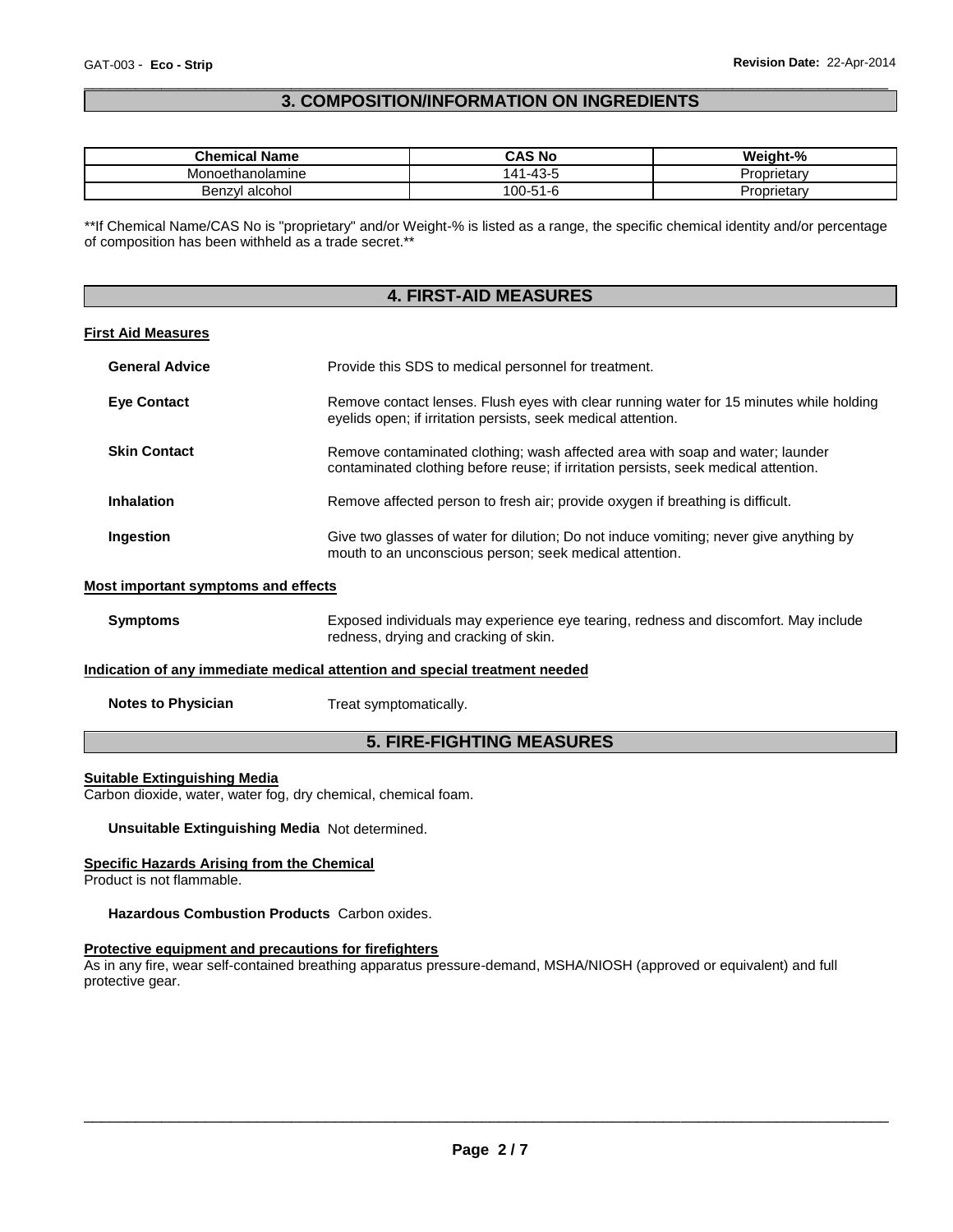## 3. COMPOSITION/INFORMATION ON INGREDIENTS

| Chemical Name | CAS No | Weight-% |
|---|---|---|
| Monoethanolamine | 141-43-5 | Proprietary |
| Benzyl alcohol | 100-51-6 | Proprietary |

**If Chemical Name/CAS No is "proprietary" and/or Weight-% is listed as a range, the specific chemical identity and/or percentage of composition has been withheld as a trade secret.**

## 4. FIRST-AID MEASURES

### First Aid Measures

**General Advice** Provide this SDS to medical personnel for treatment.

**Eye Contact** Remove contact lenses. Flush eyes with clear running water for 15 minutes while holding eyelids open; if irritation persists, seek medical attention.

**Skin Contact** Remove contaminated clothing; wash affected area with soap and water; launder contaminated clothing before reuse; if irritation persists, seek medical attention.

**Inhalation** Remove affected person to fresh air; provide oxygen if breathing is difficult.

**Ingestion** Give two glasses of water for dilution; Do not induce vomiting; never give anything by mouth to an unconscious person; seek medical attention.

### Most important symptoms and effects

**Symptoms** Exposed individuals may experience eye tearing, redness and discomfort. May include redness, drying and cracking of skin.

### Indication of any immediate medical attention and special treatment needed

**Notes to Physician** Treat symptomatically.

## 5. FIRE-FIGHTING MEASURES

### Suitable Extinguishing Media

Carbon dioxide, water, water fog, dry chemical, chemical foam.

**Unsuitable Extinguishing Media** Not determined.

### Specific Hazards Arising from the Chemical

Product is not flammable.

**Hazardous Combustion Products** Carbon oxides.

### Protective equipment and precautions for firefighters

As in any fire, wear self-contained breathing apparatus pressure-demand, MSHA/NIOSH (approved or equivalent) and full protective gear.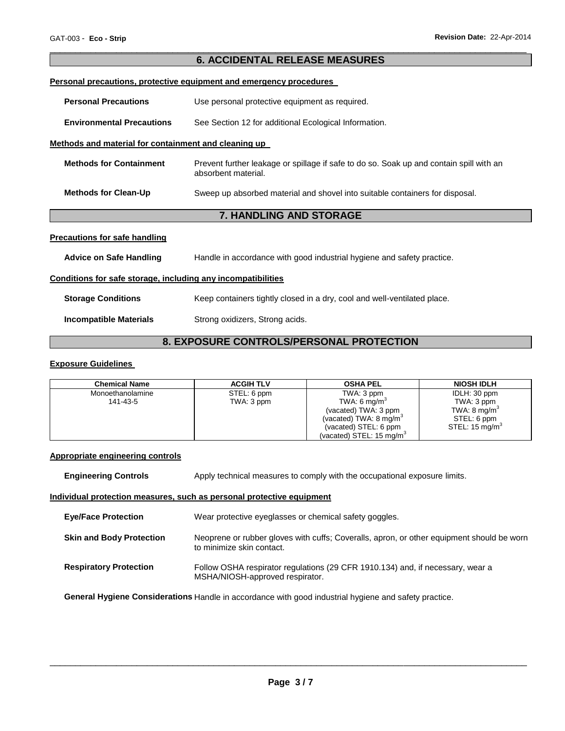## 6. ACCIDENTAL RELEASE MEASURES

**Personal precautions, protective equipment and emergency procedures**

**Personal Precautions** Use personal protective equipment as required.

**Environmental Precautions** See Section 12 for additional Ecological Information.

**Methods and material for containment and cleaning up**

**Methods for Containment** Prevent further leakage or spillage if safe to do so. Soak up and contain spill with an absorbent material.

**Methods for Clean-Up** Sweep up absorbed material and shovel into suitable containers for disposal.

## 7. HANDLING AND STORAGE

**Precautions for safe handling**

**Advice on Safe Handling** Handle in accordance with good industrial hygiene and safety practice.

**Conditions for safe storage, including any incompatibilities**

**Storage Conditions** Keep containers tightly closed in a dry, cool and well-ventilated place.

**Incompatible Materials** Strong oxidizers, Strong acids.

## 8. EXPOSURE CONTROLS/PERSONAL PROTECTION

**Exposure Guidelines**

| Chemical Name | ACGIH TLV | OSHA PEL | NIOSH IDLH |
|---|---|---|---|
| Monoethanolamine<br>141-43-5 | STEL: 6 ppm<br>TWA: 3 ppm | TWA: 3 ppm<br>TWA: 6 mg/m$^3$<br>(vacated) TWA: 3 ppm<br>(vacated) TWA: 8 mg/m$^3$<br>(vacated) STEL: 6 ppm<br>(vacated) STEL: 15 mg/m$^3$ | IDLH: 30 ppm<br>TWA: 3 ppm<br>TWA: 8 mg/m$^3$<br>STEL: 6 ppm<br>STEL: 15 mg/m$^3$ |

**Appropriate engineering controls**

**Engineering Controls** Apply technical measures to comply with the occupational exposure limits.

**Individual protection measures, such as personal protective equipment**

**Eye/Face Protection** Wear protective eyeglasses or chemical safety goggles.

**Skin and Body Protection** Neoprene or rubber gloves with cuffs; Coveralls, apron, or other equipment should be worn to minimize skin contact.

**Respiratory Protection** Follow OSHA respirator regulations (29 CFR 1910.134) and, if necessary, wear a MSHA/NIOSH-approved respirator.

**General Hygiene Considerations** Handle in accordance with good industrial hygiene and safety practice.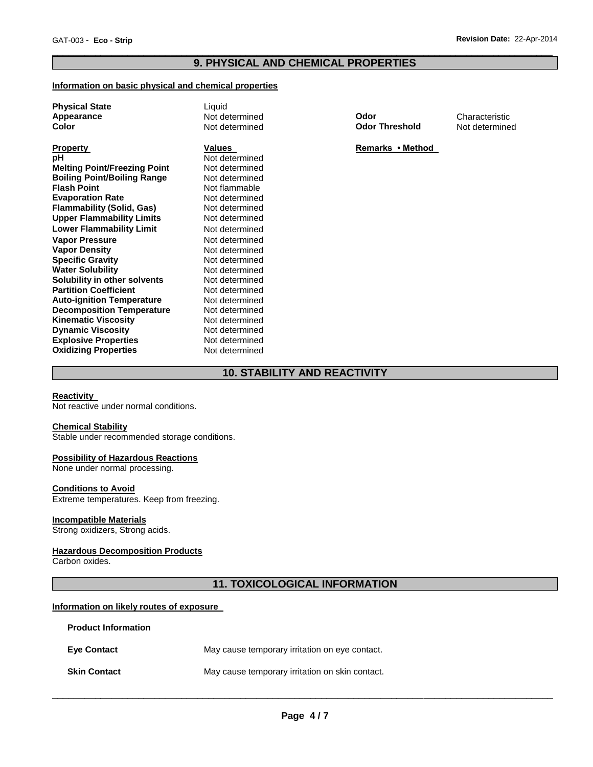## 9. PHYSICAL AND CHEMICAL PROPERTIES

**Information on basic physical and chemical properties**

| | | | |
|---|---|---|---|
| **Physical State** | Liquid | | |
| **Appearance** | Not determined | **Odor** | Characteristic |
| **Color** | Not determined | **Odor Threshold** | Not determined |

| **Property** | **Values** | **Remarks • Method** |
|---|---|---|
| **pH** | Not determined | |
| **Melting Point/Freezing Point** | Not determined | |
| **Boiling Point/Boiling Range** | Not determined | |
| **Flash Point** | Not flammable | |
| **Evaporation Rate** | Not determined | |
| **Flammability (Solid, Gas)** | Not determined | |
| **Upper Flammability Limits** | Not determined | |
| **Lower Flammability Limit** | Not determined | |
| **Vapor Pressure** | Not determined | |
| **Vapor Density** | Not determined | |
| **Specific Gravity** | Not determined | |
| **Water Solubility** | Not determined | |
| **Solubility in other solvents** | Not determined | |
| **Partition Coefficient** | Not determined | |
| **Auto-ignition Temperature** | Not determined | |
| **Decomposition Temperature** | Not determined | |
| **Kinematic Viscosity** | Not determined | |
| **Dynamic Viscosity** | Not determined | |
| **Explosive Properties** | Not determined | |
| **Oxidizing Properties** | Not determined | |

## 10. STABILITY AND REACTIVITY

**Reactivity**

Not reactive under normal conditions.

**Chemical Stability**

Stable under recommended storage conditions.

**Possibility of Hazardous Reactions**

None under normal processing.

**Conditions to Avoid**

Extreme temperatures. Keep from freezing.

**Incompatible Materials**

Strong oxidizers, Strong acids.

**Hazardous Decomposition Products**

Carbon oxides.

## 11. TOXICOLOGICAL INFORMATION

**Information on likely routes of exposure**

**Product Information**

**Eye Contact** May cause temporary irritation on eye contact.

**Skin Contact** May cause temporary irritation on skin contact.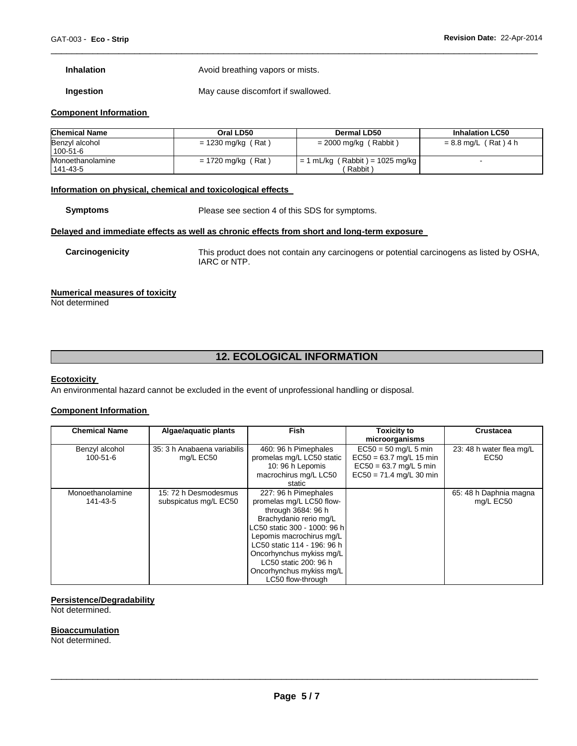**Inhalation** Avoid breathing vapors or mists.

**Ingestion** May cause discomfort if swallowed.

**Component Information**

| Chemical Name | Oral LD50 | Dermal LD50 | Inhalation LC50 |
|---|---|---|---|
| Benzyl alcohol 100-51-6 | = 1230 mg/kg ( Rat ) | = 2000 mg/kg ( Rabbit ) | = 8.8 mg/L ( Rat ) 4 h |
| Monoethanolamine 141-43-5 | = 1720 mg/kg ( Rat ) | = 1 mL/kg ( Rabbit ) = 1025 mg/kg ( Rabbit ) | - |

**Information on physical, chemical and toxicological effects**

**Symptoms** Please see section 4 of this SDS for symptoms.

**Delayed and immediate effects as well as chronic effects from short and long-term exposure**

**Carcinogenicity** This product does not contain any carcinogens or potential carcinogens as listed by OSHA, IARC or NTP.

**Numerical measures of toxicity**

Not determined

## 12. ECOLOGICAL INFORMATION

**Ecotoxicity**

An environmental hazard cannot be excluded in the event of unprofessional handling or disposal.

**Component Information**

| Chemical Name | Algae/aquatic plants | Fish | Toxicity to microorganisms | Crustacea |
|---|---|---|---|---|
| Benzyl alcohol 100-51-6 | 35: 3 h Anabaena variabilis mg/L EC50 | 460: 96 h Pimephales promelas mg/L LC50 static 10: 96 h Lepomis macrochirus mg/L LC50 static | EC50 = 50 mg/L 5 min EC50 = 63.7 mg/L 15 min EC50 = 63.7 mg/L 5 min EC50 = 71.4 mg/L 30 min | 23: 48 h water flea mg/L EC50 |
| Monoethanolamine 141-43-5 | 15: 72 h Desmodesmus subspicatus mg/L EC50 | 227: 96 h Pimephales promelas mg/L LC50 flow-through 3684: 96 h Brachydanio rerio mg/L LC50 static 300 - 1000: 96 h Lepomis macrochirus mg/L LC50 static 114 - 196: 96 h Oncorhynchus mykiss mg/L LC50 static 200: 96 h Oncorhynchus mykiss mg/L LC50 flow-through | | 65: 48 h Daphnia magna mg/L EC50 |

**Persistence/Degradability**

Not determined.

**Bioaccumulation**

Not determined.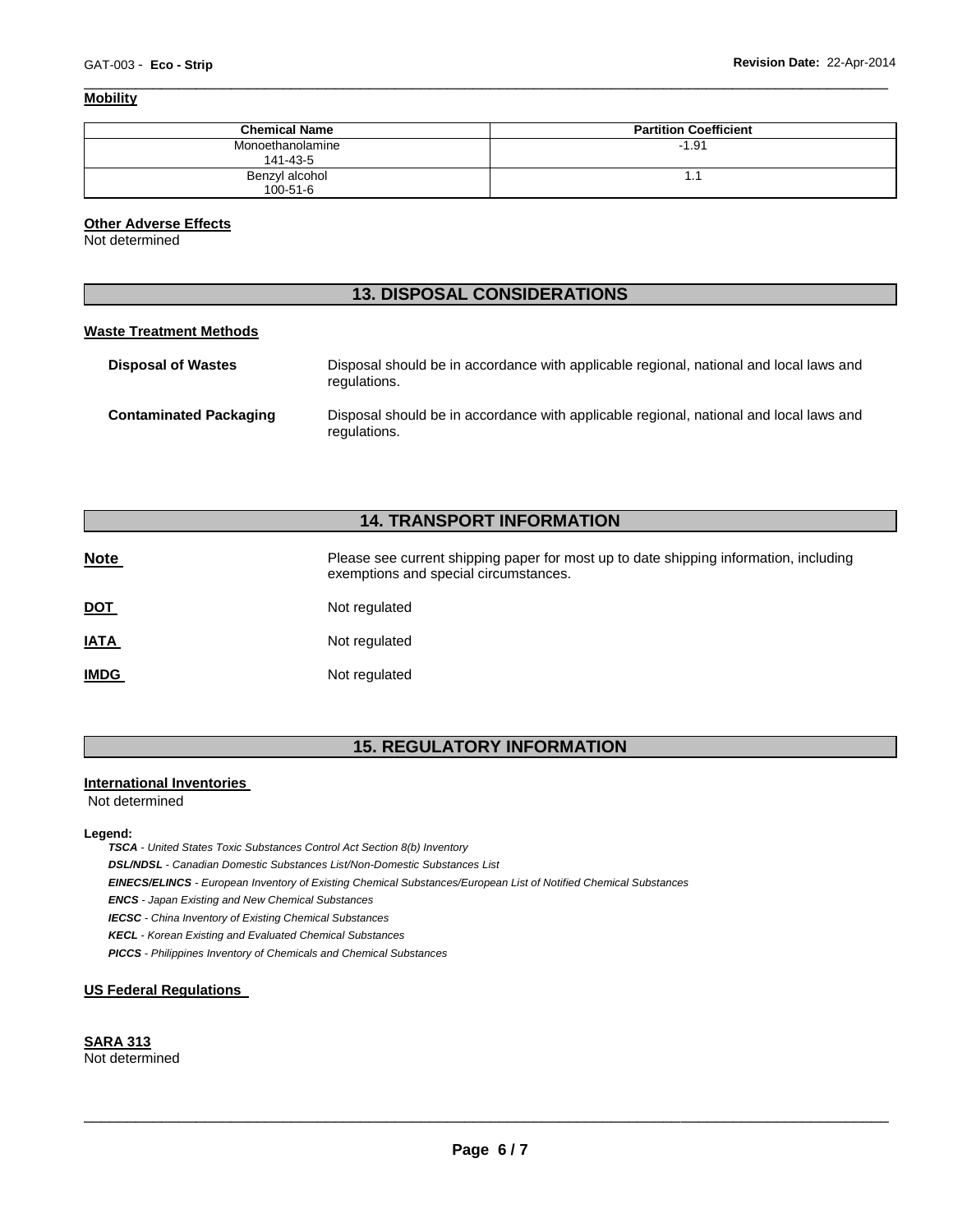**Mobility**

| Chemical Name | Partition Coefficient |
|---|---|
| Monoethanolamine 141-43-5 | -1.91 |
| Benzyl alcohol 100-51-6 | 1.1 |

**Other Adverse Effects**

Not determined

## 13. DISPOSAL CONSIDERATIONS

**Waste Treatment Methods**

**Disposal of Wastes** Disposal should be in accordance with applicable regional, national and local laws and regulations.

**Contaminated Packaging** Disposal should be in accordance with applicable regional, national and local laws and regulations.

## 14. TRANSPORT INFORMATION

**Note** Please see current shipping paper for most up to date shipping information, including exemptions and special circumstances.

**DOT** Not regulated

**IATA** Not regulated

**IMDG** Not regulated

## 15. REGULATORY INFORMATION

**International Inventories**

Not determined

**Legend:**

***TSCA*** *- United States Toxic Substances Control Act Section 8(b) Inventory*

***DSL/NDSL*** *- Canadian Domestic Substances List/Non-Domestic Substances List*

***EINECS/ELINCS*** *- European Inventory of Existing Chemical Substances/European List of Notified Chemical Substances*

***ENCS*** *- Japan Existing and New Chemical Substances*

***IECSC*** *- China Inventory of Existing Chemical Substances*

***KECL*** *- Korean Existing and Evaluated Chemical Substances*

***PICCS*** *- Philippines Inventory of Chemicals and Chemical Substances*

**US Federal Regulations**

**SARA 313**

Not determined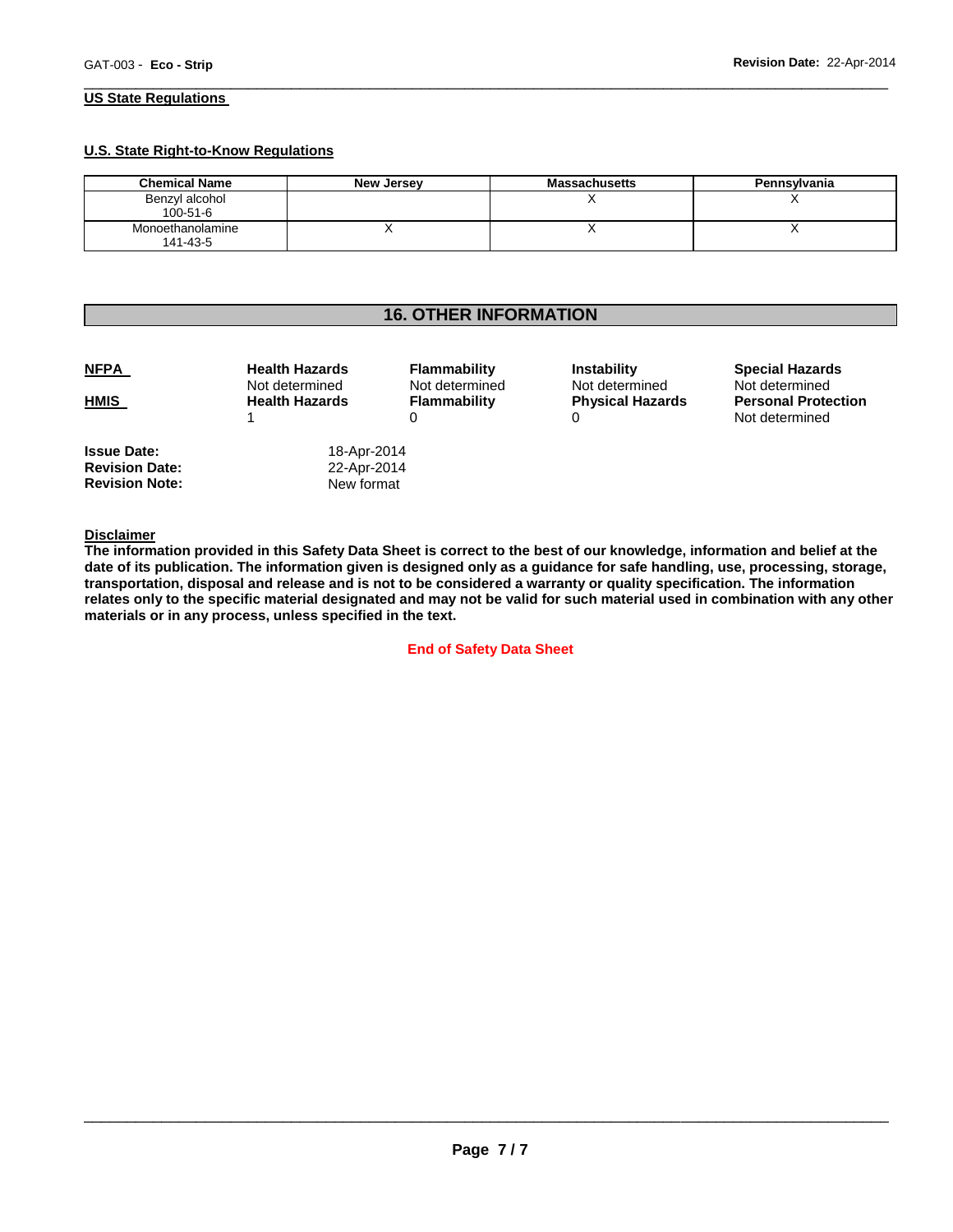### US State Regulations

#### U.S. State Right-to-Know Regulations

| Chemical Name | New Jersey | Massachusetts | Pennsylvania |
|---|---|---|---|
| Benzyl alcohol 100-51-6 | | X | X |
| Monoethanolamine 141-43-5 | X | X | X |

## 16. OTHER INFORMATION

| | | | | |
|---|---|---|---|---|
| **NFPA** | **Health Hazards** Not determined | **Flammability** Not determined | **Instability** Not determined | **Special Hazards** Not determined |
| **HMIS** | **Health Hazards** 1 | **Flammability** 0 | **Physical Hazards** 0 | **Personal Protection** Not determined |

**Issue Date:** 18-Apr-2014
**Revision Date:** 22-Apr-2014
**Revision Note:** New format

**Disclaimer**
**The information provided in this Safety Data Sheet is correct to the best of our knowledge, information and belief at the date of its publication. The information given is designed only as a guidance for safe handling, use, processing, storage, transportation, disposal and release and is not to be considered a warranty or quality specification. The information relates only to the specific material designated and may not be valid for such material used in combination with any other materials or in any process, unless specified in the text.**

**End of Safety Data Sheet**